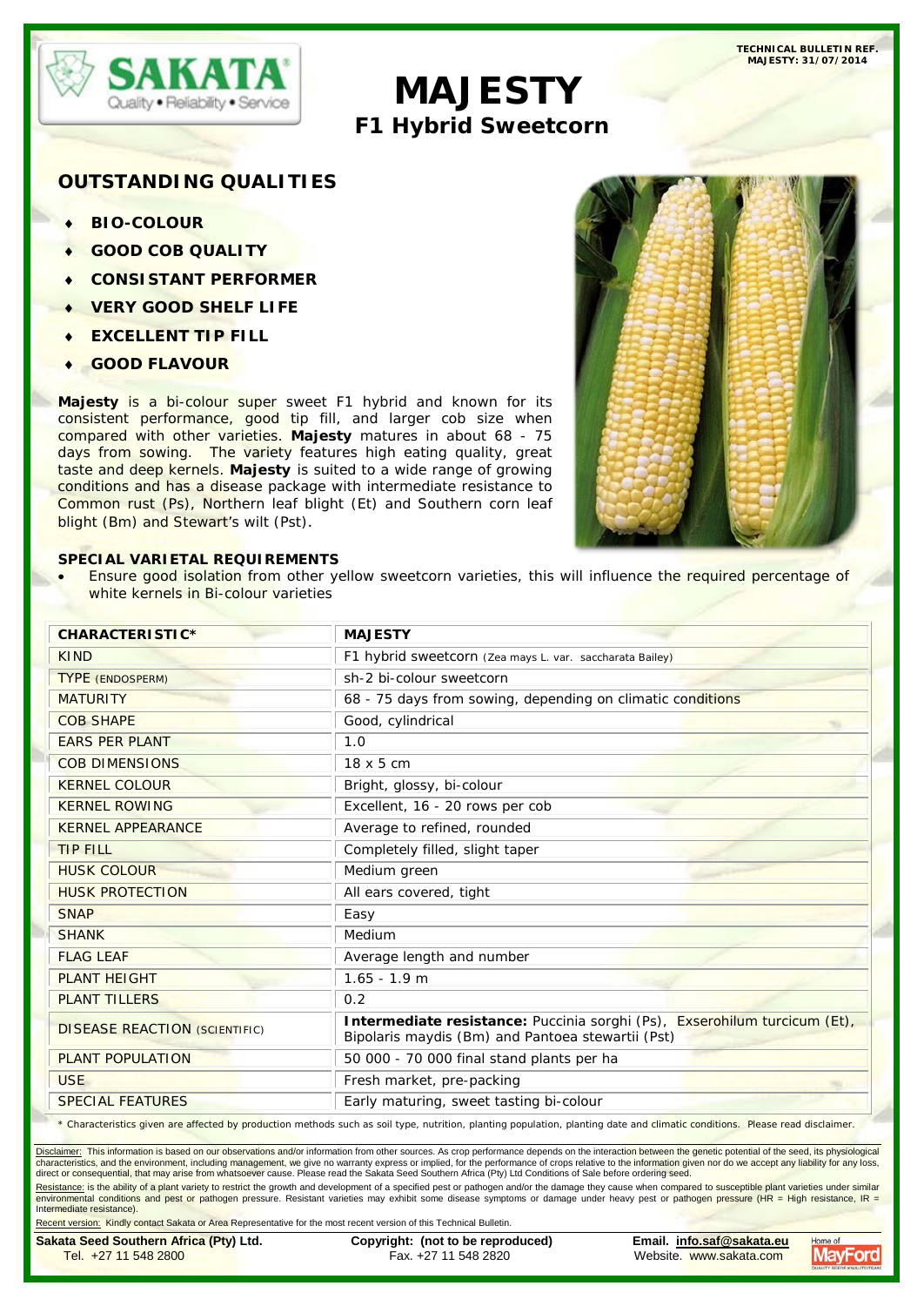TECHNICAL BULLETIN REF. MAJESTY: 31/07/2014

SAKATA
Quality • Reliability • Service

# MAJESTY

## F1 Hybrid Sweetcorn

### OUTSTANDING QUALITIES

- **BIO-COLOUR**
- **GOOD COB QUALITY**
- **CONSISTANT PERFORMER**
- **VERY GOOD SHELF LIFE**
- **EXCELLENT TIP FILL**
- **GOOD FLAVOUR**

**Majesty** is a bi-colour super sweet F1 hybrid and known for its consistent performance, good tip fill, and larger cob size when compared with other varieties. **Majesty** matures in about 68 - 75 days from sowing. The variety features high eating quality, great taste and deep kernels. **Majesty** is suited to a wide range of growing conditions and has a disease package with intermediate resistance to Common rust (Ps), Northern leaf blight (Et) and Southern corn leaf blight (Bm) and Stewart's wilt (Pst).

### SPECIAL VARIETAL REQUIREMENTS

- Ensure good isolation from other yellow sweetcorn varieties, this will influence the required percentage of white kernels in Bi-colour varieties

| CHARACTERISTIC* | MAJESTY |
|---|---|
| KIND | F1 hybrid sweetcorn (*Zea mays* L. var. *saccharata* Bailey) |
| TYPE (ENDOSPERM) | sh-2 bi-colour sweetcorn |
| MATURITY | 68 - 75 days from sowing, depending on climatic conditions |
| COB SHAPE | Good, cylindrical |
| EARS PER PLANT | 1.0 |
| COB DIMENSIONS | 18 x 5 cm |
| KERNEL COLOUR | Bright, glossy, bi-colour |
| KERNEL ROWING | Excellent, 16 - 20 rows per cob |
| KERNEL APPEARANCE | Average to refined, rounded |
| TIP FILL | Completely filled, slight taper |
| HUSK COLOUR | Medium green |
| HUSK PROTECTION | All ears covered, tight |
| SNAP | Easy |
| SHANK | Medium |
| FLAG LEAF | Average length and number |
| PLANT HEIGHT | 1.65 - 1.9 m |
| PLANT TILLERS | 0.2 |
| DISEASE REACTION (SCIENTIFIC) | **Intermediate resistance:** Puccinia sorghi (Ps), Exserohilum turcicum (Et), Bipolaris maydis (Bm) and Pantoea stewartii (Pst) |
| PLANT POPULATION | 50 000 - 70 000 final stand plants per ha |
| USE | Fresh market, pre-packing |
| SPECIAL FEATURES | Early maturing, sweet tasting bi-colour |

* Characteristics given are affected by production methods such as soil type, nutrition, planting population, planting date and climatic conditions. Please read disclaimer.

Disclaimer: This information is based on our observations and/or information from other sources. As crop performance depends on the interaction between the genetic potential of the seed, its physiological characteristics, and the environment, including management, we give no warranty express or implied, for the performance of crops relative to the information given nor do we accept any liability for any loss, direct or consequential, that may arise from whatsoever cause. Please read the Sakata Seed Southern Africa (Pty) Ltd Conditions of Sale before ordering seed.

Resistance: is the ability of a plant variety to restrict the growth and development of a specified pest or pathogen and/or the damage they cause when compared to susceptible plant varieties under similar environmental conditions and pest or pathogen pressure. Resistant varieties may exhibit some disease symptoms or damage under heavy pest or pathogen pressure (HR = High resistance, IR = Intermediate resistance).

Recent version: Kindly contact Sakata or Area Representative for the most recent version of this Technical Bulletin.

**Sakata Seed Southern Africa (Pty) Ltd.** Tel. +27 11 548 2800 | **Copyright: (not to be reproduced)** Fax. +27 11 548 2820 | **Email. info.saf@sakata.eu** Website. www.sakata.com

Home of MayFord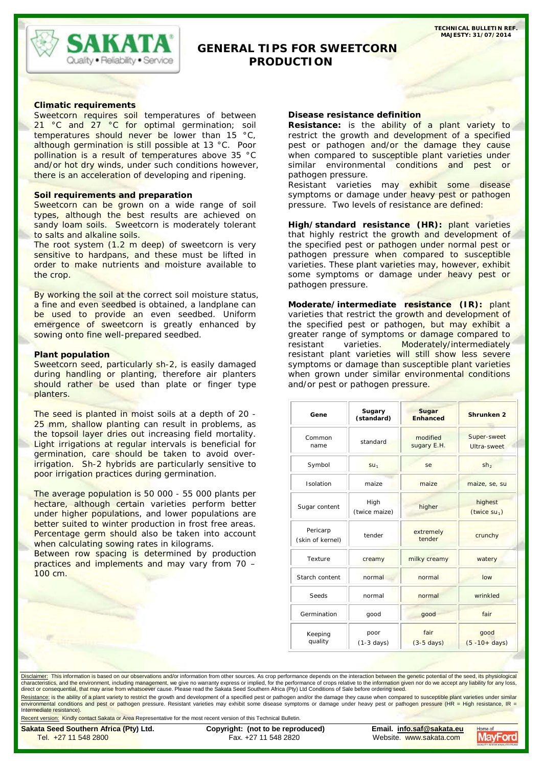TECHNICAL BULLETIN REF. MAJESTY: 31/07/2014

# GENERAL TIPS FOR SWEETCORN PRODUCTION

### Climatic requirements

Sweetcorn requires soil temperatures of between 21 °C and 27 °C for optimal germination; soil temperatures should never be lower than 15 °C, although germination is still possible at 13 °C. Poor pollination is a result of temperatures above 35 °C and/or hot dry winds, under such conditions however, there is an acceleration of developing and ripening.

### Soil requirements and preparation

Sweetcorn can be grown on a wide range of soil types, although the best results are achieved on sandy loam soils. Sweetcorn is moderately tolerant to salts and alkaline soils.

The root system (1.2 m deep) of sweetcorn is very sensitive to hardpans, and these must be lifted in order to make nutrients and moisture available to the crop.

By working the soil at the correct soil moisture status, a fine and even seedbed is obtained, a landplane can be used to provide an even seedbed. Uniform emergence of sweetcorn is greatly enhanced by sowing onto fine well-prepared seedbed.

### Plant population

Sweetcorn seed, particularly sh-2, is easily damaged during handling or planting, therefore air planters should rather be used than plate or finger type planters.

The seed is planted in moist soils at a depth of 20 - 25 mm, shallow planting can result in problems, as the topsoil layer dries out increasing field mortality. Light irrigations at regular intervals is beneficial for germination, care should be taken to avoid over-irrigation. Sh-2 hybrids are particularly sensitive to poor irrigation practices during germination.

The average population is 50 000 - 55 000 plants per hectare, although certain varieties perform better under higher populations, and lower populations are better suited to winter production in frost free areas. Percentage germ should also be taken into account when calculating sowing rates in kilograms.

Between row spacing is determined by production practices and implements and may vary from 70 – 100 cm.

### Disease resistance definition

**Resistance:** is the ability of a plant variety to restrict the growth and development of a specified pest or pathogen and/or the damage they cause when compared to susceptible plant varieties under similar environmental conditions and pest or pathogen pressure.

Resistant varieties may exhibit some disease symptoms or damage under heavy pest or pathogen pressure. Two levels of resistance are defined:

**High/standard resistance (HR):** plant varieties that highly restrict the growth and development of the specified pest or pathogen under normal pest or pathogen pressure when compared to susceptible varieties. These plant varieties may, however, exhibit some symptoms or damage under heavy pest or pathogen pressure.

**Moderate/intermediate resistance (IR):** plant varieties that restrict the growth and development of the specified pest or pathogen, but may exhibit a greater range of symptoms or damage compared to resistant varieties. Moderately/intermediately resistant plant varieties will still show less severe symptoms or damage than susceptible plant varieties when grown under similar environmental conditions and/or pest or pathogen pressure.

| Gene | Sugary (standard) | Sugar Enhanced | Shrunken 2 |
|---|---|---|---|
| Common name | standard | modified sugary E.H. | Super-sweet Ultra-sweet |
| Symbol | $su_1$ | se | $sh_2$ |
| Isolation | maize | maize | maize, se, su |
| Sugar content | High (twice maize) | higher | highest (twice $su_1$) |
| Pericarp (skin of kernel) | tender | extremely tender | crunchy |
| Texture | creamy | milky creamy | watery |
| Starch content | normal | normal | low |
| Seeds | normal | normal | wrinkled |
| Germination | good | good | fair |
| Keeping quality | poor (1-3 days) | fair (3-5 days) | good (5 -10+ days) |

Disclaimer: This information is based on our observations and/or information from other sources. As crop performance depends on the interaction between the genetic potential of the seed, its physiological characteristics, and the environment, including management, we give no warranty express or implied, for the performance of crops relative to the information given nor do we accept any liability for any loss, direct or consequential, that may arise from whatsoever cause. Please read the Sakata Seed Southern Africa (Pty) Ltd Conditions of Sale before ordering seed.

Resistance: is the ability of a plant variety to restrict the growth and development of a specified pest or pathogen and/or the damage they cause when compared to susceptible plant varieties under similar environmental conditions and pest or pathogen pressure. Resistant varieties may exhibit some disease symptoms or damage under heavy pest or pathogen pressure (HR = High resistance, IR = Intermediate resistance).

Recent version: Kindly contact Sakata or Area Representative for the most recent version of this Technical Bulletin.

**Sakata Seed Southern Africa (Pty) Ltd.** Tel. +27 11 548 2800 | **Copyright: (not to be reproduced)** Fax. +27 11 548 2820 | **Email. info.saf@sakata.eu** Website. www.sakata.com